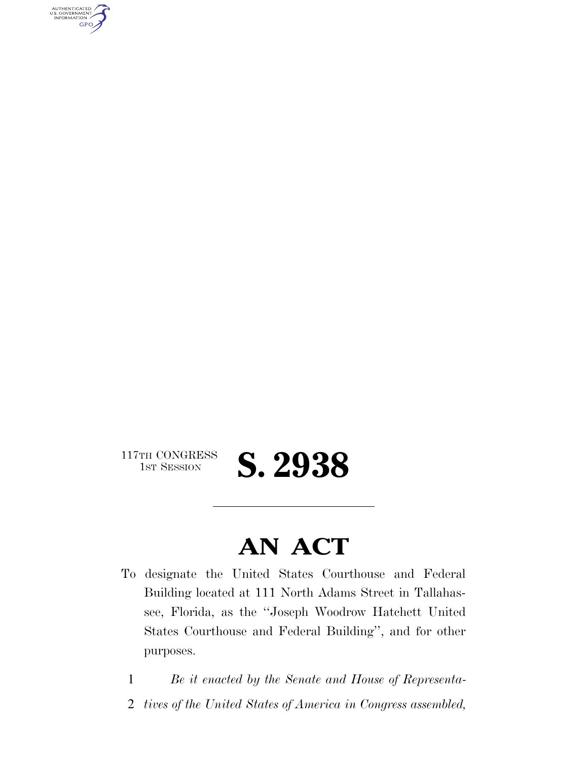117TH CONGRESS
1ST SESSION

# S. 2938

---

# AN ACT

To designate the United States Courthouse and Federal Building located at 111 North Adams Street in Tallahassee, Florida, as the ''Joseph Woodrow Hatchett United States Courthouse and Federal Building'', and for other purposes.

1 *Be it enacted by the Senate and House of Representa-*

2 *tives of the United States of America in Congress assembled,*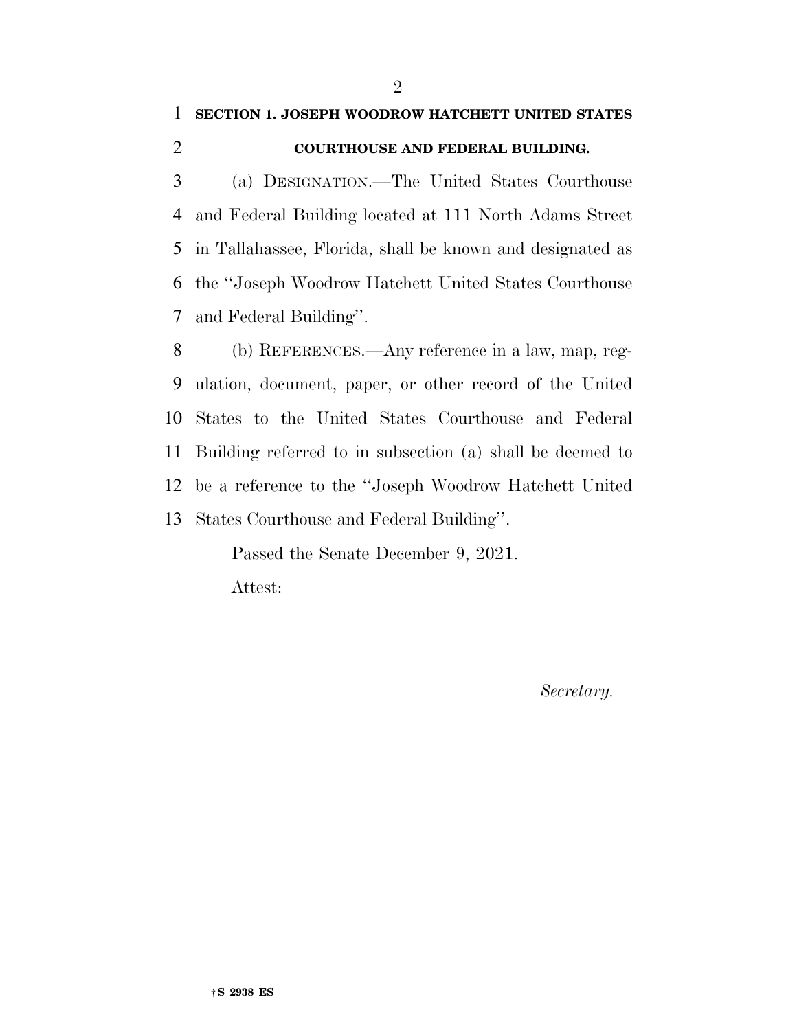## SECTION 1. JOSEPH WOODROW HATCHETT UNITED STATES COURTHOUSE AND FEDERAL BUILDING.

(a) DESIGNATION.—The United States Courthouse and Federal Building located at 111 North Adams Street in Tallahassee, Florida, shall be known and designated as the "Joseph Woodrow Hatchett United States Courthouse and Federal Building".

(b) REFERENCES.—Any reference in a law, map, regulation, document, paper, or other record of the United States to the United States Courthouse and Federal Building referred to in subsection (a) shall be deemed to be a reference to the "Joseph Woodrow Hatchett United States Courthouse and Federal Building".

Passed the Senate December 9, 2021.

Attest:

*Secretary.*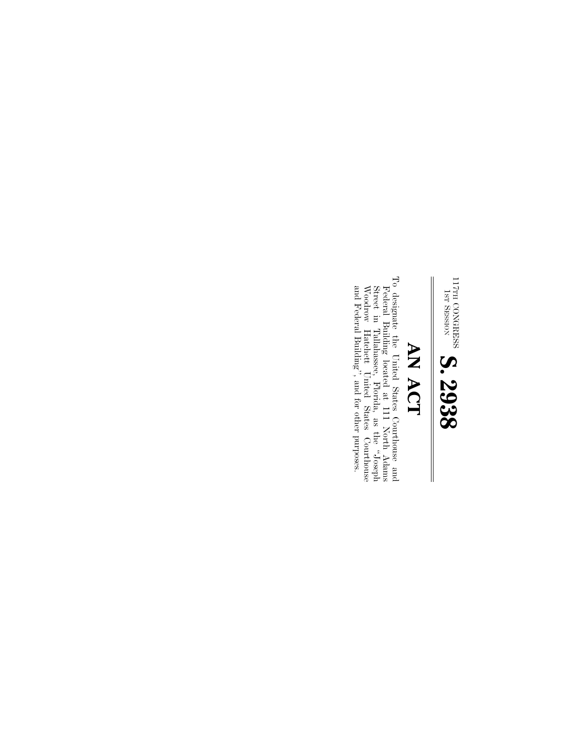117TH CONGRESS
1ST SESSION

# S. 2938

# AN ACT

To designate the United States Courthouse and Federal Building located at 111 North Adams Street in Tallahassee, Florida, as the "Joseph Woodrow Hatchett United States Courthouse and Federal Building", and for other purposes.